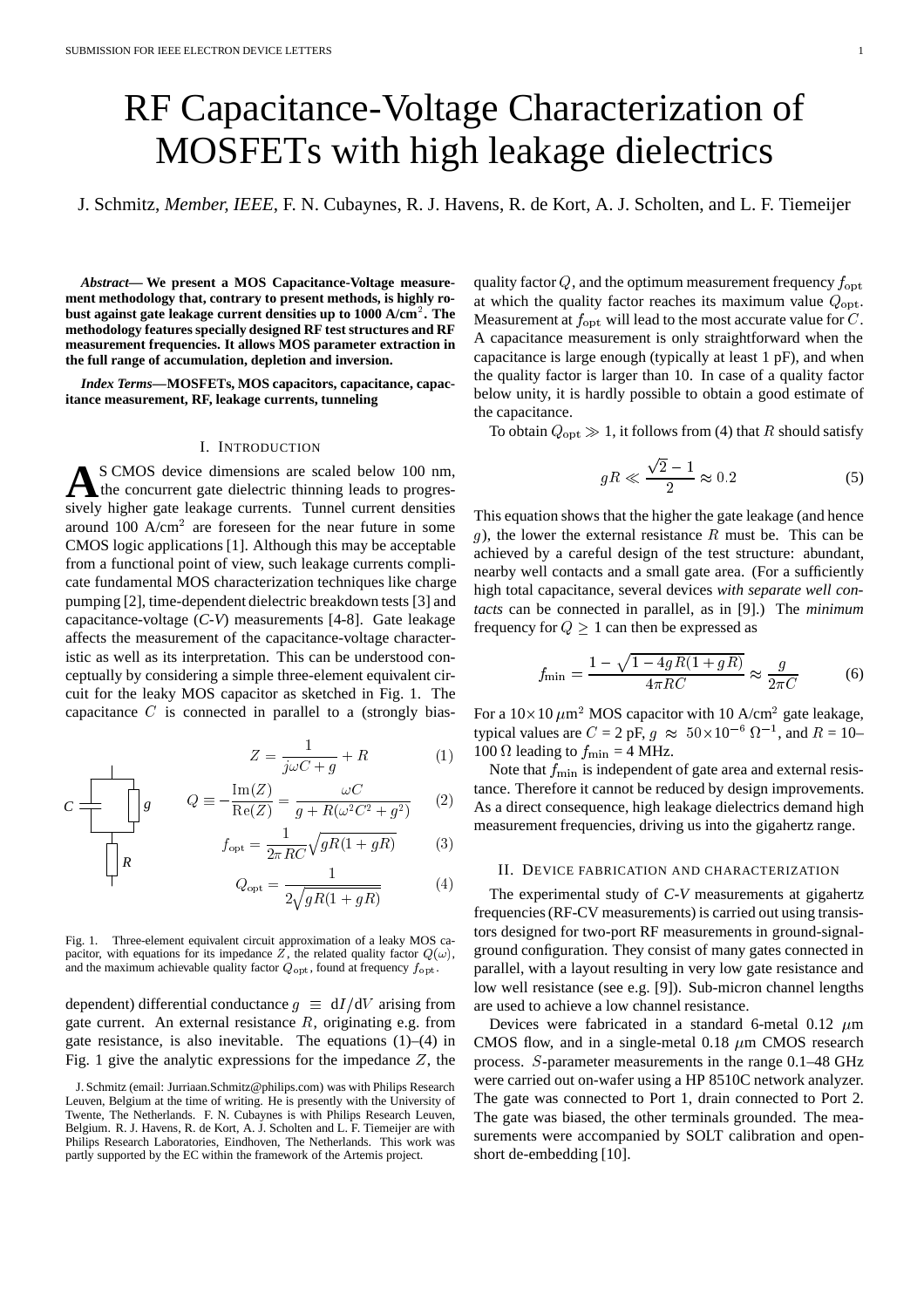# RF Capacitance-Voltage Characterization of MOSFETs with high leakage dielectrics

J. Schmitz, *Member, IEEE*, F. N. Cubaynes, R. J. Havens, R. de Kort, A. J. Scholten, and L. F. Tiemeijer

***Abstract*— We present a MOS Capacitance-Voltage measurement methodology that, contrary to present methods, is highly robust against gate leakage current densities up to 1000 A/cm$^2$. The methodology features specially designed RF test structures and RF measurement frequencies. It allows MOS parameter extraction in the full range of accumulation, depletion and inversion.**

***Index Terms*—MOSFETs, MOS capacitors, capacitance, capacitance measurement, RF, leakage currents, tunneling**

## I. Introduction

As CMOS device dimensions are scaled below 100 nm, the concurrent gate dielectric thinning leads to progressively higher gate leakage currents. Tunnel current densities around 100 A/cm$^2$ are foreseen for the near future in some CMOS logic applications [1]. Although this may be acceptable from a functional point of view, such leakage currents complicate fundamental MOS characterization techniques like charge pumping [2], time-dependent dielectric breakdown tests [3] and capacitance-voltage (*C-V*) measurements [4-8]. Gate leakage affects the measurement of the capacitance-voltage characteristic as well as its interpretation. This can be understood conceptually by considering a simple three-element equivalent circuit for the leaky MOS capacitor as sketched in Fig. 1. The capacitance $C$ is connected in parallel to a (strongly bias-dependent) differential conductance $g \equiv \mathrm{d}I/\mathrm{d}V$ arising from gate current. An external resistance $R$, originating e.g. from gate resistance, is also inevitable. The equations (1)–(4) in Fig. 1 give the analytic expressions for the impedance $Z$, the quality factor $Q$, and the optimum measurement frequency $f_{\mathrm{opt}}$ at which the quality factor reaches its maximum value $Q_{\mathrm{opt}}$. Measurement at $f_{\mathrm{opt}}$ will lead to the most accurate value for $C$. A capacitance measurement is only straightforward when the capacitance is large enough (typically at least 1 pF), and when the quality factor is larger than 10. In case of a quality factor below unity, it is hardly possible to obtain a good estimate of the capacitance.

$$Z = \frac{1}{j\omega C + g} + R \tag{1}$$

$$Q \equiv -\frac{\mathrm{Im}(Z)}{\mathrm{Re}(Z)} = \frac{\omega C}{g + R(\omega^2 C^2 + g^2)} \tag{2}$$

$$f_{\mathrm{opt}} = \frac{1}{2\pi RC}\sqrt{gR(1+gR)} \tag{3}$$

$$Q_{\mathrm{opt}} = \frac{1}{2\sqrt{gR(1+gR)}} \tag{4}$$

Fig. 1. Three-element equivalent circuit approximation of a leaky MOS capacitor, with equations for its impedance $Z$, the related quality factor $Q(\omega)$, and the maximum achievable quality factor $Q_{\mathrm{opt}}$, found at frequency $f_{\mathrm{opt}}$.

To obtain $Q_{\mathrm{opt}} \gg 1$, it follows from (4) that $R$ should satisfy

$$gR \ll \frac{\sqrt{2}-1}{2} \approx 0.2 \tag{5}$$

This equation shows that the higher the gate leakage (and hence $g$), the lower the external resistance $R$ must be. This can be achieved by a careful design of the test structure: abundant, nearby well contacts and a small gate area. (For a sufficiently high total capacitance, several devices *with separate well contacts* can be connected in parallel, as in [9].) The *minimum* frequency for $Q \geq 1$ can then be expressed as

$$f_{\min} = \frac{1 - \sqrt{1 - 4gR(1+gR)}}{4\pi RC} \approx \frac{g}{2\pi C} \tag{6}$$

For a $10\times10\,\mu$m$^2$ MOS capacitor with 10 A/cm$^2$ gate leakage, typical values are $C$ = 2 pF, $g \approx 50\times10^{-6}\ \Omega^{-1}$, and $R$ = 10–100 Ω leading to $f_{\min}$ = 4 MHz.

Note that $f_{\min}$ is independent of gate area and external resistance. Therefore it cannot be reduced by design improvements. As a direct consequence, high leakage dielectrics demand high measurement frequencies, driving us into the gigahertz range.

## II. Device fabrication and characterization

The experimental study of *C-V* measurements at gigahertz frequencies (RF-CV measurements) is carried out using transistors designed for two-port RF measurements in ground-signal-ground configuration. They consist of many gates connected in parallel, with a layout resulting in very low gate resistance and low well resistance (see e.g. [9]). Sub-micron channel lengths are used to achieve a low channel resistance.

Devices were fabricated in a standard 6-metal 0.12 $\mu$m CMOS flow, and in a single-metal 0.18 $\mu$m CMOS research process. $S$-parameter measurements in the range 0.1–48 GHz were carried out on-wafer using a HP 8510C network analyzer. The gate was connected to Port 1, drain connected to Port 2. The gate was biased, the other terminals grounded. The measurements were accompanied by SOLT calibration and open-short de-embedding [10].

J. Schmitz (email: Jurriaan.Schmitz@philips.com) was with Philips Research Leuven, Belgium at the time of writing. He is presently with the University of Twente, The Netherlands. F. N. Cubaynes is with Philips Research Leuven, Belgium. R. J. Havens, R. de Kort, A. J. Scholten and L. F. Tiemeijer are with Philips Research Laboratories, Eindhoven, The Netherlands. This work was partly supported by the EC within the framework of the Artemis project.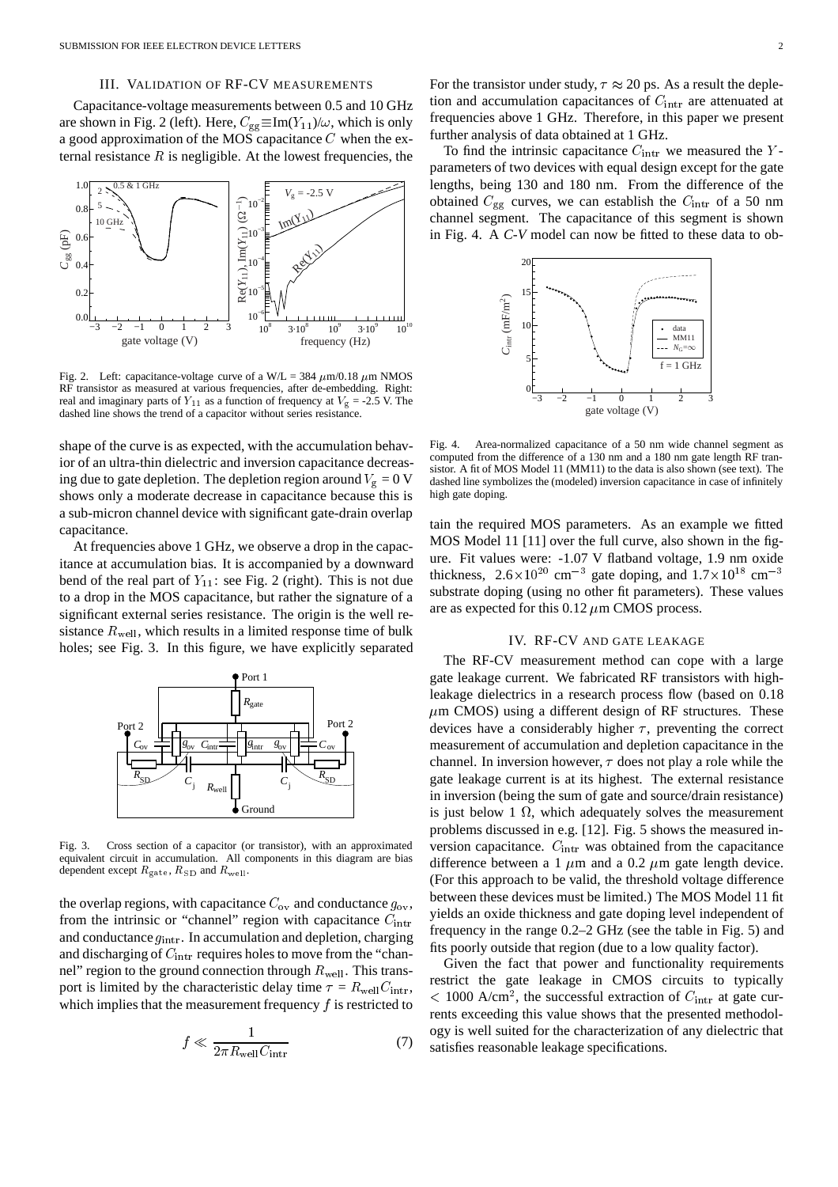## III. Validation of RF-CV measurements

Capacitance-voltage measurements between 0.5 and 10 GHz are shown in Fig. 2 (left). Here, $C_{gg}\equiv\text{Im}(Y_{11})/\omega$, which is only a good approximation of the MOS capacitance $C$ when the external resistance $R$ is negligible. At the lowest frequencies, the shape of the curve is as expected, with the accumulation behavior of an ultra-thin dielectric and inversion capacitance decreasing due to gate depletion. The depletion region around $V_g$ = 0 V shows only a moderate decrease in capacitance because this is a sub-micron channel device with significant gate-drain overlap capacitance.

Fig. 2. Left: capacitance-voltage curve of a W/L = 384 $\mu$m/0.18 $\mu$m NMOS RF transistor as measured at various frequencies, after de-embedding. Right: real and imaginary parts of $Y_{11}$ as a function of frequency at $V_g$ = -2.5 V. The dashed line shows the trend of a capacitor without series resistance.

At frequencies above 1 GHz, we observe a drop in the capacitance at accumulation bias. It is accompanied by a downward bend of the real part of $Y_{11}$: see Fig. 2 (right). This is not due to a drop in the MOS capacitance, but rather the signature of a significant external series resistance. The origin is the well resistance $R_{\text{well}}$, which results in a limited response time of bulk holes; see Fig. 3. In this figure, we have explicitly separated the overlap regions, with capacitance $C_{\text{ov}}$ and conductance $g_{\text{ov}}$, from the intrinsic or "channel" region with capacitance $C_{\text{intr}}$ and conductance $g_{\text{intr}}$. In accumulation and depletion, charging and discharging of $C_{\text{intr}}$ requires holes to move from the "channel" region to the ground connection through $R_{\text{well}}$. This transport is limited by the characteristic delay time $\tau = R_{\text{well}}C_{\text{intr}}$, which implies that the measurement frequency $f$ is restricted to

$$f \ll \frac{1}{2\pi R_{\text{well}}C_{\text{intr}}} \tag{7}$$

Fig. 3. Cross section of a capacitor (or transistor), with an approximated equivalent circuit in accumulation. All components in this diagram are bias dependent except $R_{\text{gate}}$, $R_{\text{SD}}$ and $R_{\text{well}}$.

For the transistor under study, $\tau \approx 20$ ps. As a result the depletion and accumulation capacitances of $C_{\text{intr}}$ are attenuated at frequencies above 1 GHz. Therefore, in this paper we present further analysis of data obtained at 1 GHz.

To find the intrinsic capacitance $C_{\text{intr}}$ we measured the $Y$-parameters of two devices with equal design except for the gate lengths, being 130 and 180 nm. From the difference of the obtained $C_{gg}$ curves, we can establish the $C_{\text{intr}}$ of a 50 nm channel segment. The capacitance of this segment is shown in Fig. 4. A *C-V* model can now be fitted to these data to obtain the required MOS parameters. As an example we fitted MOS Model 11 [11] over the full curve, also shown in the figure. Fit values were: -1.07 V flatband voltage, 1.9 nm oxide thickness, $2.6\times10^{20}$ cm$^{-3}$ gate doping, and $1.7\times10^{18}$ cm$^{-3}$ substrate doping (using no other fit parameters). These values are as expected for this 0.12 $\mu$m CMOS process.

Fig. 4. Area-normalized capacitance of a 50 nm wide channel segment as computed from the difference of a 130 nm and a 180 nm gate length RF transistor. A fit of MOS Model 11 (MM11) to the data is also shown (see text). The dashed line symbolizes the (modeled) inversion capacitance in case of infinitely high gate doping.

## IV. RF-CV and gate leakage

The RF-CV measurement method can cope with a large gate leakage current. We fabricated RF transistors with high-leakage dielectrics in a research process flow (based on 0.18 $\mu$m CMOS) using a different design of RF structures. These devices have a considerably higher $\tau$, preventing the correct measurement of accumulation and depletion capacitance in the channel. In inversion however, $\tau$ does not play a role while the gate leakage current is at its highest. The external resistance in inversion (being the sum of gate and source/drain resistance) is just below 1 $\Omega$, which adequately solves the measurement problems discussed in e.g. [12]. Fig. 5 shows the measured inversion capacitance. $C_{\text{intr}}$ was obtained from the capacitance difference between a 1 $\mu$m and a 0.2 $\mu$m gate length device. (For this approach to be valid, the threshold voltage difference between these devices must be limited.) The MOS Model 11 fit yields an oxide thickness and gate doping level independent of frequency in the range 0.2–2 GHz (see the table in Fig. 5) and fits poorly outside that region (due to a low quality factor).

Given the fact that power and functionality requirements restrict the gate leakage in CMOS circuits to typically $<$ 1000 A/cm$^2$, the successful extraction of $C_{\text{intr}}$ at gate currents exceeding this value shows that the presented methodology is well suited for the characterization of any dielectric that satisfies reasonable leakage specifications.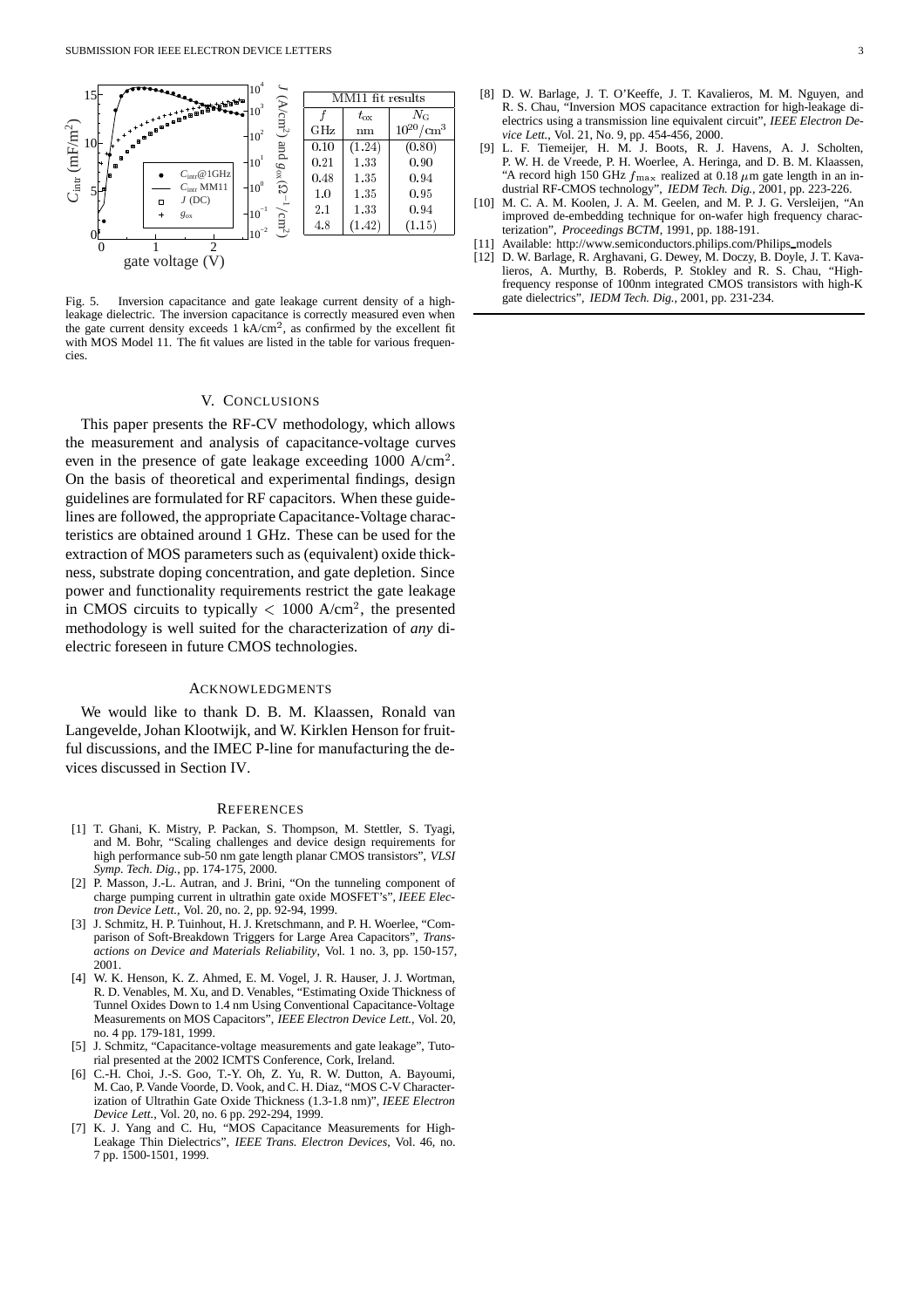15

10

5

0

0

1

2

gate voltage (V)

$C_{intr}$ (mF/m$^2$)

$10^4$

$10^3$

$10^2$

$10^1$

$10^0$

$10^{-1}$

$10^{-2}$

$J$ (A/cm$^2$) and $g_{ox}$ ($\Omega^{-1}$/cm$^2$)

$C_{intr}$@1GHz

$C_{intr}$ MM11

$J$ (DC)

$g_{ox}$

| MM11 fit results | | |
|---|---|---|
| $f$ | $t_{ox}$ | $N_G$ |
| GHz | nm | $10^{20}/\text{cm}^3$ |
| 0.10 | (1.24) | (0.80) |
| 0.21 | 1.33 | 0.90 |
| 0.48 | 1.35 | 0.94 |
| 1.0 | 1.35 | 0.95 |
| 2.1 | 1.33 | 0.94 |
| 4.8 | (1.42) | (1.15) |

Fig. 5. Inversion capacitance and gate leakage current density of a high-leakage dielectric. The inversion capacitance is correctly measured even when the gate current density exceeds 1 kA/cm$^2$, as confirmed by the excellent fit with MOS Model 11. The fit values are listed in the table for various frequencies.

## V. Conclusions

This paper presents the RF-CV methodology, which allows the measurement and analysis of capacitance-voltage curves even in the presence of gate leakage exceeding 1000 A/cm$^2$. On the basis of theoretical and experimental findings, design guidelines are formulated for RF capacitors. When these guidelines are followed, the appropriate Capacitance-Voltage characteristics are obtained around 1 GHz. These can be used for the extraction of MOS parameters such as (equivalent) oxide thickness, substrate doping concentration, and gate depletion. Since power and functionality requirements restrict the gate leakage in CMOS circuits to typically $<$ 1000 A/cm$^2$, the presented methodology is well suited for the characterization of *any* dielectric foreseen in future CMOS technologies.

## Acknowledgments

We would like to thank D. B. M. Klaassen, Ronald van Langevelde, Johan Klootwijk, and W. Kirklen Henson for fruitful discussions, and the IMEC P-line for manufacturing the devices discussed in Section IV.

## References

[1] T. Ghani, K. Mistry, P. Packan, S. Thompson, M. Stettler, S. Tyagi, and M. Bohr, "Scaling challenges and device design requirements for high performance sub-50 nm gate length planar CMOS transistors", *VLSI Symp. Tech. Dig.*, pp. 174-175, 2000.

[2] P. Masson, J.-L. Autran, and J. Brini, "On the tunneling component of charge pumping current in ultrathin gate oxide MOSFET's", *IEEE Electron Device Lett.*, Vol. 20, no. 2, pp. 92-94, 1999.

[3] J. Schmitz, H. P. Tuinhout, H. J. Kretschmann, and P. H. Woerlee, "Comparison of Soft-Breakdown Triggers for Large Area Capacitors", *Transactions on Device and Materials Reliability*, Vol. 1 no. 3, pp. 150-157, 2001.

[4] W. K. Henson, K. Z. Ahmed, E. M. Vogel, J. R. Hauser, J. J. Wortman, R. D. Venables, M. Xu, and D. Venables, "Estimating Oxide Thickness of Tunnel Oxides Down to 1.4 nm Using Conventional Capacitance-Voltage Measurements on MOS Capacitors", *IEEE Electron Device Lett.*, Vol. 20, no. 4 pp. 179-181, 1999.

[5] J. Schmitz, "Capacitance-voltage measurements and gate leakage", Tutorial presented at the 2002 ICMTS Conference, Cork, Ireland.

[6] C.-H. Choi, J.-S. Goo, T.-Y. Oh, Z. Yu, R. W. Dutton, A. Bayoumi, M. Cao, P. Vande Voorde, D. Vook, and C. H. Diaz, "MOS C-V Characterization of Ultrathin Gate Oxide Thickness (1.3-1.8 nm)", *IEEE Electron Device Lett.*, Vol. 20, no. 6 pp. 292-294, 1999.

[7] K. J. Yang and C. Hu, "MOS Capacitance Measurements for High-Leakage Thin Dielectrics", *IEEE Trans. Electron Devices*, Vol. 46, no. 7 pp. 1500-1501, 1999.

[8] D. W. Barlage, J. T. O'Keeffe, J. T. Kavalieros, M. M. Nguyen, and R. S. Chau, "Inversion MOS capacitance extraction for high-leakage dielectrics using a transmission line equivalent circuit", *IEEE Electron Device Lett.*, Vol. 21, No. 9, pp. 454-456, 2000.

[9] L. F. Tiemeijer, H. M. J. Boots, R. J. Havens, A. J. Scholten, P. W. H. de Vreede, P. H. Woerlee, A. Heringa, and D. B. M. Klaassen, "A record high 150 GHz $f_{max}$ realized at 0.18 $\mu$m gate length in an industrial RF-CMOS technology", *IEDM Tech. Dig.*, 2001, pp. 223-226.

[10] M. C. A. M. Koolen, J. A. M. Geelen, and M. P. J. G. Versleijen, "An improved de-embedding technique for on-wafer high frequency characterization", *Proceedings BCTM*, 1991, pp. 188-191.

[11] Available: http://www.semiconductors.philips.com/Philips_models

[12] D. W. Barlage, R. Arghavani, G. Dewey, M. Doczy, B. Doyle, J. T. Kavalieros, A. Murthy, B. Roberds, P. Stokley and R. S. Chau, "High-frequency response of 100nm integrated CMOS transistors with high-K gate dielectrics", *IEDM Tech. Dig.*, 2001, pp. 231-234.